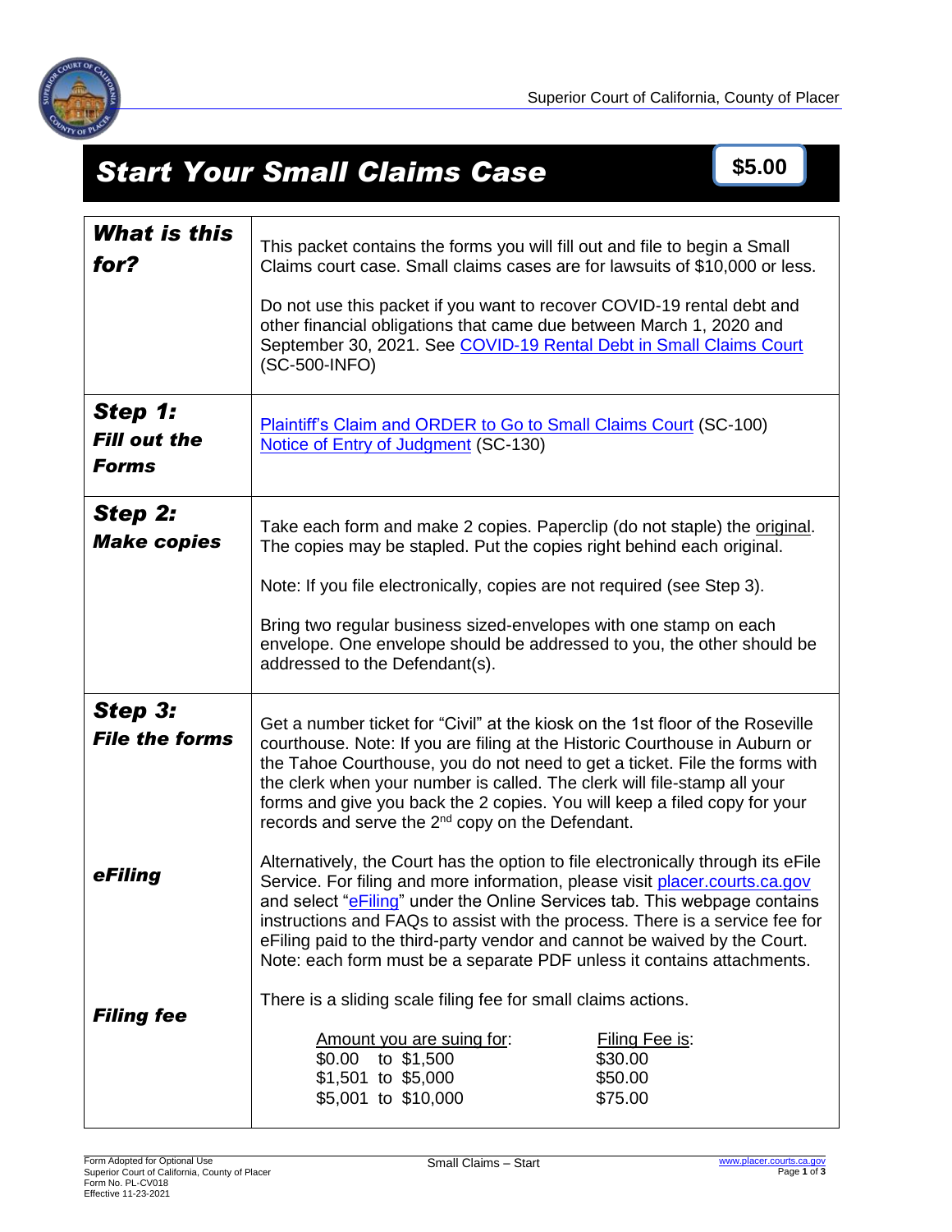# Start Your Small Claims Case

**$5.00**

| | |
|---|---|
| ***What is this for?*** | This packet contains the forms you will fill out and file to begin a Small Claims court case. Small claims cases are for lawsuits of $10,000 or less.<br><br>Do not use this packet if you want to recover COVID-19 rental debt and other financial obligations that came due between March 1, 2020 and September 30, 2021. See COVID-19 Rental Debt in Small Claims Court (SC-500-INFO) |
| ***Step 1: Fill out the Forms*** | Plaintiff's Claim and ORDER to Go to Small Claims Court (SC-100)<br>Notice of Entry of Judgment (SC-130) |
| ***Step 2: Make copies*** | Take each form and make 2 copies. Paperclip (do not staple) the original. The copies may be stapled. Put the copies right behind each original.<br><br>Note: If you file electronically, copies are not required (see Step 3).<br><br>Bring two regular business sized-envelopes with one stamp on each envelope. One envelope should be addressed to you, the other should be addressed to the Defendant(s). |
| ***Step 3: File the forms*** | Get a number ticket for "Civil" at the kiosk on the 1st floor of the Roseville courthouse. Note: If you are filing at the Historic Courthouse in Auburn or the Tahoe Courthouse, you do not need to get a ticket. File the forms with the clerk when your number is called. The clerk will file-stamp all your forms and give you back the 2 copies. You will keep a filed copy for your records and serve the 2nd copy on the Defendant. |
| ***eFiling*** | Alternatively, the Court has the option to file electronically through its eFile Service. For filing and more information, please visit placer.courts.ca.gov and select "eFiling" under the Online Services tab. This webpage contains instructions and FAQs to assist with the process. There is a service fee for eFiling paid to the third-party vendor and cannot be waived by the Court. Note: each form must be a separate PDF unless it contains attachments. |
| ***Filing fee*** | There is a sliding scale filing fee for small claims actions.<br><br>Amount you are suing for: — Filing Fee is:<br>$0.00 to $1,500 — $30.00<br>$1,501 to $5,000 — $50.00<br>$5,001 to $10,000 — $75.00 |

Form Adopted for Optional Use
Superior Court of California, County of Placer
Form No. PL-CV018
Effective 11-23-2021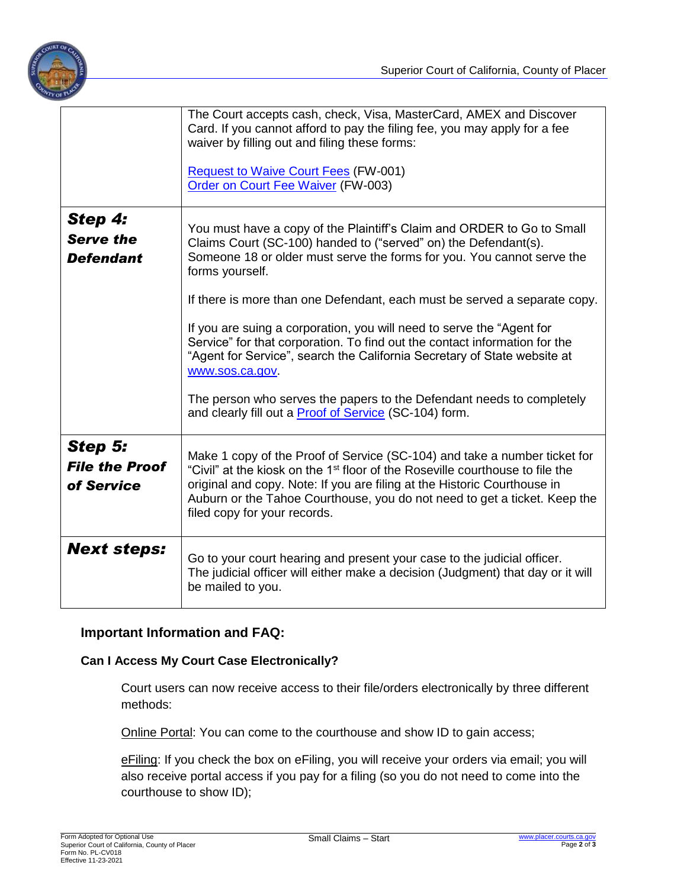| | |
|---|---|
| | The Court accepts cash, check, Visa, MasterCard, AMEX and Discover Card. If you cannot afford to pay the filing fee, you may apply for a fee waiver by filling out and filing these forms:<br><br>Request to Waive Court Fees (FW-001)<br>Order on Court Fee Waiver (FW-003) |
| ***Step 4: Serve the Defendant*** | You must have a copy of the Plaintiff's Claim and ORDER to Go to Small Claims Court (SC-100) handed to ("served" on) the Defendant(s). Someone 18 or older must serve the forms for you. You cannot serve the forms yourself.<br><br>If there is more than one Defendant, each must be served a separate copy.<br><br>If you are suing a corporation, you will need to serve the "Agent for Service" for that corporation. To find out the contact information for the "Agent for Service", search the California Secretary of State website at www.sos.ca.gov.<br><br>The person who serves the papers to the Defendant needs to completely and clearly fill out a Proof of Service (SC-104) form. |
| ***Step 5: File the Proof of Service*** | Make 1 copy of the Proof of Service (SC-104) and take a number ticket for "Civil" at the kiosk on the 1st floor of the Roseville courthouse to file the original and copy. Note: If you are filing at the Historic Courthouse in Auburn or the Tahoe Courthouse, you do not need to get a ticket. Keep the filed copy for your records. |
| ***Next steps:*** | Go to your court hearing and present your case to the judicial officer. The judicial officer will either make a decision (Judgment) that day or it will be mailed to you. |

## Important Information and FAQ:

### Can I Access My Court Case Electronically?

Court users can now receive access to their file/orders electronically by three different methods:

Online Portal: You can come to the courthouse and show ID to gain access;

eFiling: If you check the box on eFiling, you will receive your orders via email; you will also receive portal access if you pay for a filing (so you do not need to come into the courthouse to show ID);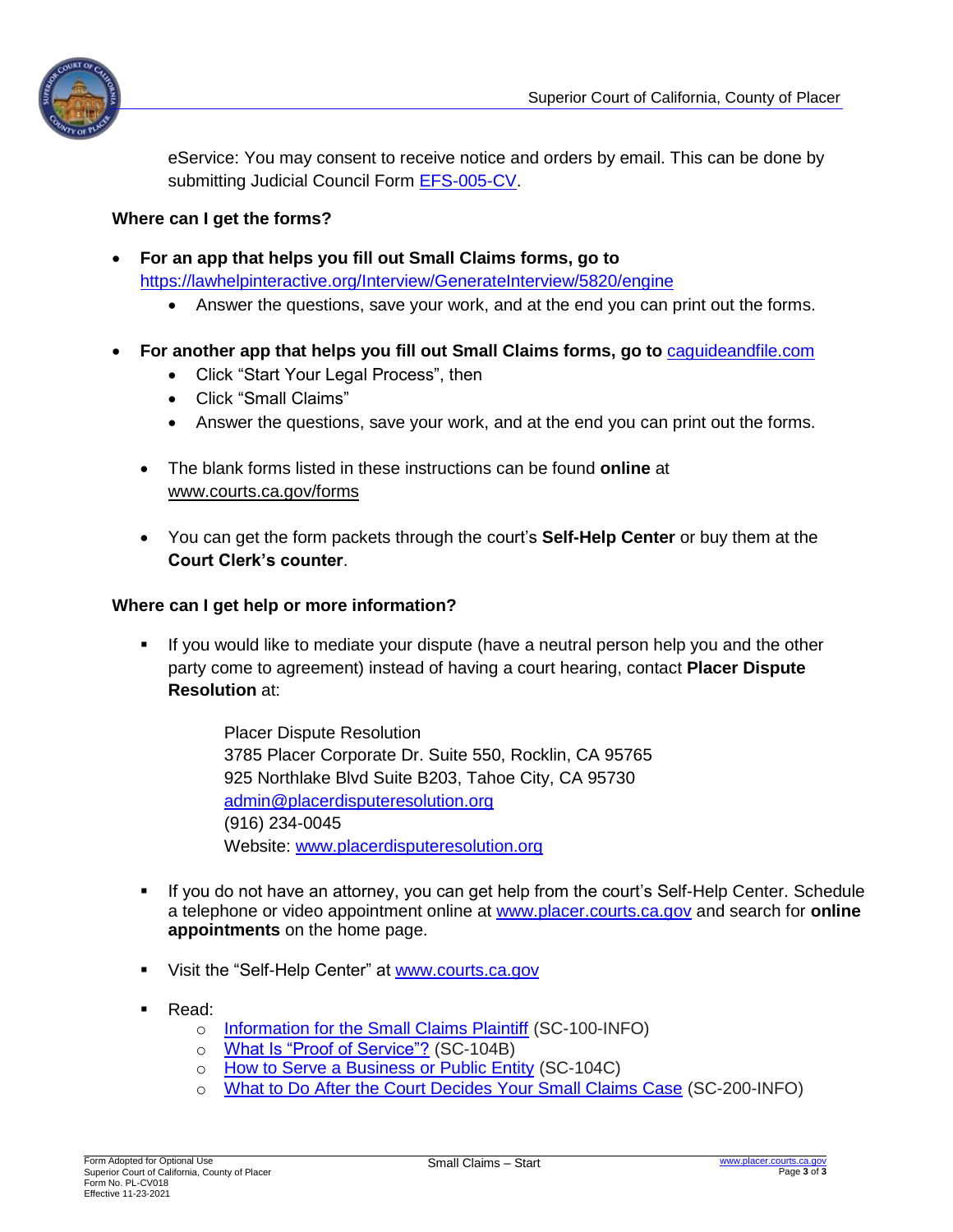eService: You may consent to receive notice and orders by email. This can be done by submitting Judicial Council Form [EFS-005-CV](EFS-005-CV).

### Where can I get the forms?

- **For an app that helps you fill out Small Claims forms, go to** https://lawhelpinteractive.org/Interview/GenerateInterview/5820/engine
  - Answer the questions, save your work, and at the end you can print out the forms.

- **For another app that helps you fill out Small Claims forms, go to** caguideandfile.com
  - Click "Start Your Legal Process", then
  - Click "Small Claims"
  - Answer the questions, save your work, and at the end you can print out the forms.

- The blank forms listed in these instructions can be found **online** at www.courts.ca.gov/forms

- You can get the form packets through the court's **Self-Help Center** or buy them at the **Court Clerk's counter**.

### Where can I get help or more information?

- If you would like to mediate your dispute (have a neutral person help you and the other party come to agreement) instead of having a court hearing, contact **Placer Dispute Resolution** at:

  Placer Dispute Resolution
  3785 Placer Corporate Dr. Suite 550, Rocklin, CA 95765
  925 Northlake Blvd Suite B203, Tahoe City, CA 95730
  admin@placerdisputeresolution.org
  (916) 234-0045
  Website: www.placerdisputeresolution.org

- If you do not have an attorney, you can get help from the court's Self-Help Center. Schedule a telephone or video appointment online at www.placer.courts.ca.gov and search for **online appointments** on the home page.

- Visit the "Self-Help Center" at www.courts.ca.gov

- Read:
  - Information for the Small Claims Plaintiff (SC-100-INFO)
  - What Is "Proof of Service"? (SC-104B)
  - How to Serve a Business or Public Entity (SC-104C)
  - What to Do After the Court Decides Your Small Claims Case (SC-200-INFO)